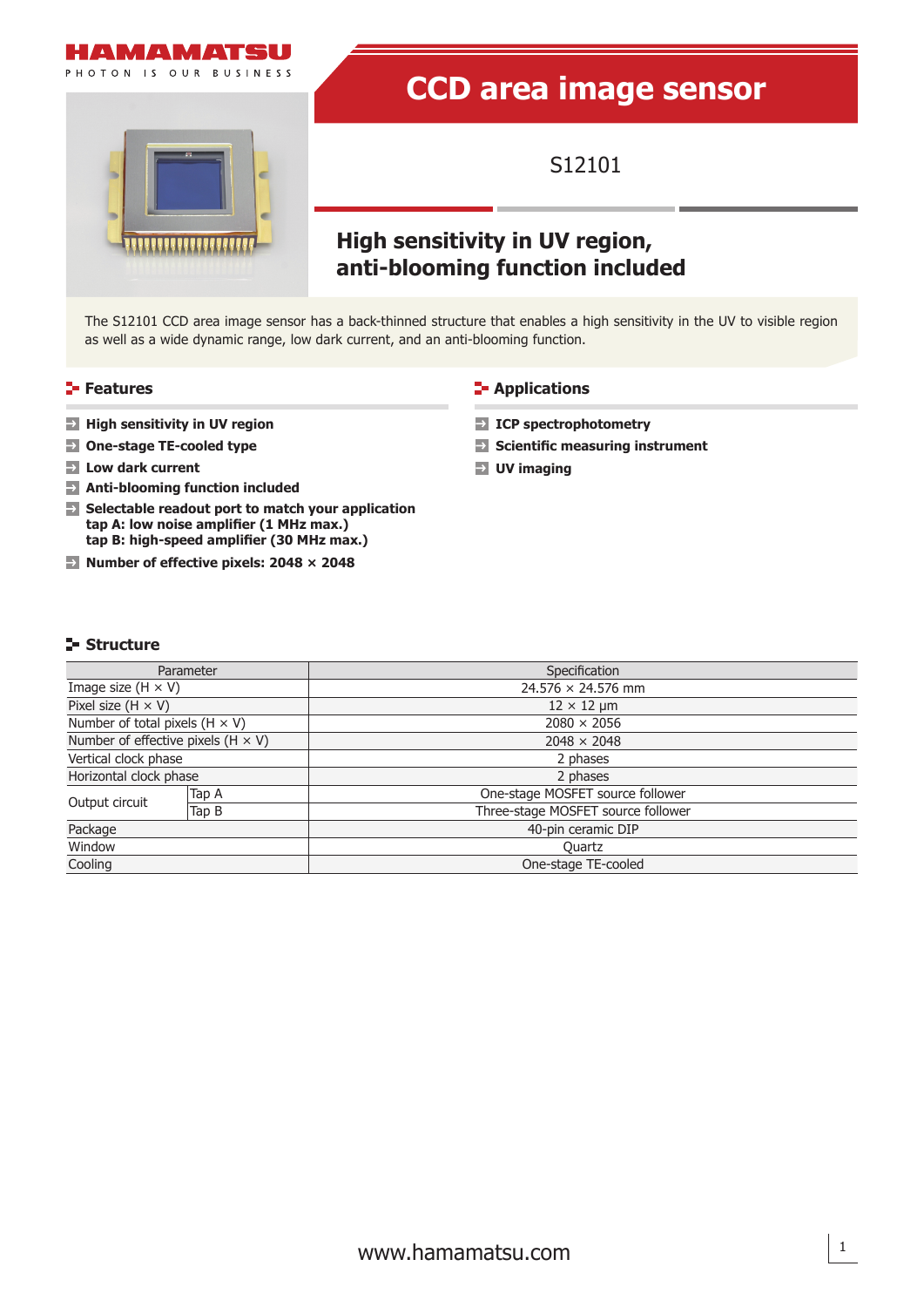HAMAMATSU

PHOTON IS OUR BUSINESS

# CCD area image sensor

S12101

## High sensitivity in UV region, anti-blooming function included

The S12101 CCD area image sensor has a back-thinned structure that enables a high sensitivity in the UV to visible region as well as a wide dynamic range, low dark current, and an anti-blooming function.

## Features

- **High sensitivity in UV region**
- **One-stage TE-cooled type**
- **Low dark current**
- **Anti-blooming function included**
- **Selectable readout port to match your application**
  **tap A: low noise amplifier (1 MHz max.)**
  **tap B: high-speed amplifier (30 MHz max.)**
- **Number of effective pixels: 2048 × 2048**

## Applications

- **ICP spectrophotometry**
- **Scientific measuring instrument**
- **UV imaging**

## Structure

| Parameter | | Specification |
|---|---|---|
| Image size (H × V) | | 24.576 × 24.576 mm |
| Pixel size (H × V) | | 12 × 12 μm |
| Number of total pixels (H × V) | | 2080 × 2056 |
| Number of effective pixels (H × V) | | 2048 × 2048 |
| Vertical clock phase | | 2 phases |
| Horizontal clock phase | | 2 phases |
| Output circuit | Tap A | One-stage MOSFET source follower |
| | Tap B | Three-stage MOSFET source follower |
| Package | | 40-pin ceramic DIP |
| Window | | Quartz |
| Cooling | | One-stage TE-cooled |

www.hamamatsu.com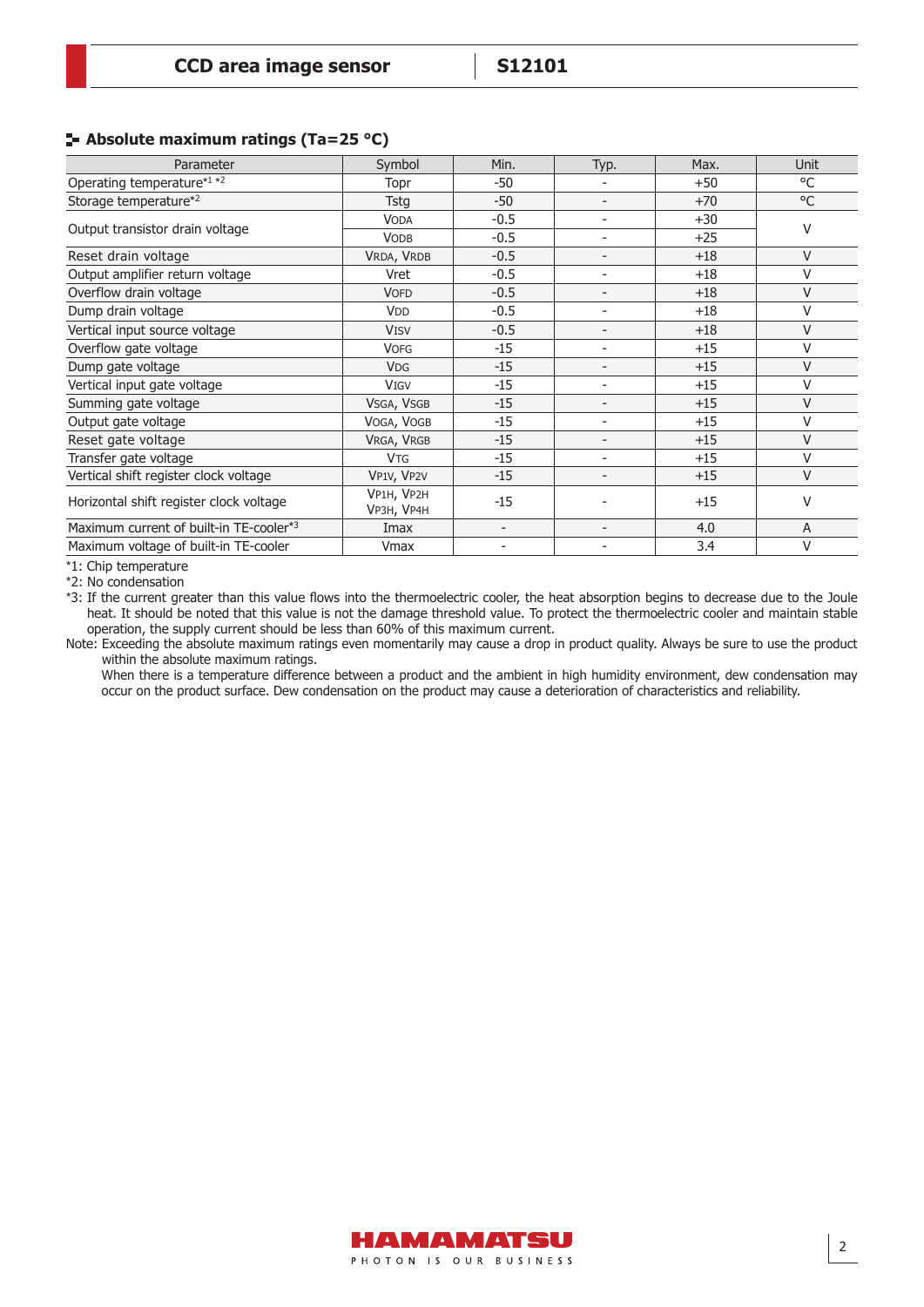## Absolute maximum ratings (Ta=25 °C)

| Parameter | Symbol | Min. | Typ. | Max. | Unit |
|---|---|---|---|---|---|
| Operating temperature[*1] [*2] | Topr | -50 | - | +50 | °C |
| Storage temperature[*2] | Tstg | -50 | - | +70 | °C |
| Output transistor drain voltage | $V_{ODA}$ | -0.5 | - | +30 | V |
| | $V_{ODB}$ | -0.5 | - | +25 | |
| Reset drain voltage | $V_{RDA}$, $V_{RDB}$ | -0.5 | - | +18 | V |
| Output amplifier return voltage | Vret | -0.5 | - | +18 | V |
| Overflow drain voltage | $V_{OFD}$ | -0.5 | - | +18 | V |
| Dump drain voltage | $V_{DD}$ | -0.5 | - | +18 | V |
| Vertical input source voltage | $V_{ISV}$ | -0.5 | - | +18 | V |
| Overflow gate voltage | $V_{OFG}$ | -15 | - | +15 | V |
| Dump gate voltage | $V_{DG}$ | -15 | - | +15 | V |
| Vertical input gate voltage | $V_{IGV}$ | -15 | - | +15 | V |
| Summing gate voltage | $V_{SGA}$, $V_{SGB}$ | -15 | - | +15 | V |
| Output gate voltage | $V_{OGA}$, $V_{OGB}$ | -15 | - | +15 | V |
| Reset gate voltage | $V_{RGA}$, $V_{RGB}$ | -15 | - | +15 | V |
| Transfer gate voltage | $V_{TG}$ | -15 | - | +15 | V |
| Vertical shift register clock voltage | $V_{P1V}$, $V_{P2V}$ | -15 | - | +15 | V |
| Horizontal shift register clock voltage | $V_{P1H}$, $V_{P2H}$, $V_{P3H}$, $V_{P4H}$ | -15 | - | +15 | V |
| Maximum current of built-in TE-cooler[*3] | Imax | - | - | 4.0 | A |
| Maximum voltage of built-in TE-cooler | Vmax | - | - | 3.4 | V |

*1: Chip temperature

*2: No condensation

*3: If the current greater than this value flows into the thermoelectric cooler, the heat absorption begins to decrease due to the Joule heat. It should be noted that this value is not the damage threshold value. To protect the thermoelectric cooler and maintain stable operation, the supply current should be less than 60% of this maximum current.

Note: Exceeding the absolute maximum ratings even momentarily may cause a drop in product quality. Always be sure to use the product within the absolute maximum ratings.
When there is a temperature difference between a product and the ambient in high humidity environment, dew condensation may occur on the product surface. Dew condensation on the product may cause a deterioration of characteristics and reliability.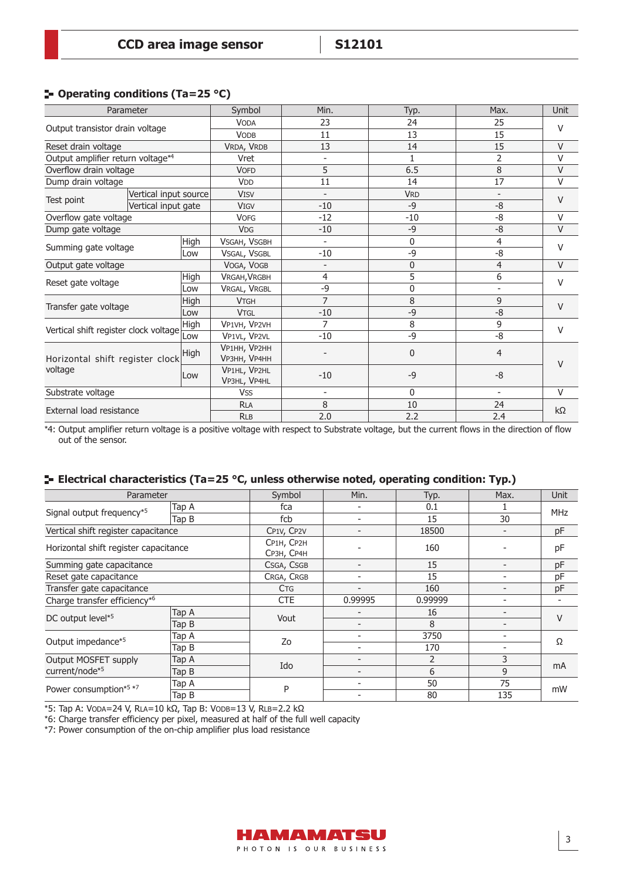## Operating conditions (Ta=25 °C)

| Parameter | | Symbol | Min. | Typ. | Max. | Unit |
|---|---|---|---|---|---|---|
| Output transistor drain voltage | | VODA | 23 | 24 | 25 | V |
| | | VODB | 11 | 13 | 15 | |
| Reset drain voltage | | VRDA, VRDB | 13 | 14 | 15 | V |
| Output amplifier return voltage*4 | | Vret | - | 1 | 2 | V |
| Overflow drain voltage | | VOFD | 5 | 6.5 | 8 | V |
| Dump drain voltage | | VDD | 11 | 14 | 17 | V |
| Test point | Vertical input source | VISV | - | VRD | - | V |
| | Vertical input gate | VIGV | -10 | -9 | -8 | |
| Overflow gate voltage | | VOFG | -12 | -10 | -8 | V |
| Dump gate voltage | | VDG | -10 | -9 | -8 | V |
| Summing gate voltage | High | VSGAH, VSGBH | - | 0 | 4 | V |
| | Low | VSGAL, VSGBL | -10 | -9 | -8 | |
| Output gate voltage | | VOGA, VOGB | - | 0 | 4 | V |
| Reset gate voltage | High | VRGAH,VRGBH | 4 | 5 | 6 | V |
| | Low | VRGAL, VRGBL | -9 | 0 | - | |
| Transfer gate voltage | High | VTGH | 7 | 8 | 9 | V |
| | Low | VTGL | -10 | -9 | -8 | |
| Vertical shift register clock voltage | High | VP1VH, VP2VH | 7 | 8 | 9 | V |
| | Low | VP1VL, VP2VL | -10 | -9 | -8 | |
| Horizontal shift register clock voltage | High | VP1HH, VP2HH VP3HH, VP4HH | - | 0 | 4 | V |
| | Low | VP1HL, VP2HL VP3HL, VP4HL | -10 | -9 | -8 | |
| Substrate voltage | | VSS | - | 0 | - | V |
| External load resistance | | RLA | 8 | 10 | 24 | kΩ |
| | | RLB | 2.0 | 2.2 | 2.4 | |

*4: Output amplifier return voltage is a positive voltage with respect to Substrate voltage, but the current flows in the direction of flow out of the sensor.

## Electrical characteristics (Ta=25 °C, unless otherwise noted, operating condition: Typ.)

| Parameter | | Symbol | Min. | Typ. | Max. | Unit |
|---|---|---|---|---|---|---|
| Signal output frequency*5 | Tap A | fca | - | 0.1 | 1 | MHz |
| | Tap B | fcb | - | 15 | 30 | |
| Vertical shift register capacitance | | CP1V, CP2V | - | 18500 | - | pF |
| Horizontal shift register capacitance | | CP1H, CP2H CP3H, CP4H | - | 160 | - | pF |
| Summing gate capacitance | | CSGA, CSGB | - | 15 | - | pF |
| Reset gate capacitance | | CRGA, CRGB | - | 15 | - | pF |
| Transfer gate capacitance | | CTG | - | 160 | - | pF |
| Charge transfer efficiency*6 | | CTE | 0.99995 | 0.99999 | - | - |
| DC output level*5 | Tap A | Vout | - | 16 | - | V |
| | Tap B | | - | 8 | - | |
| Output impedance*5 | Tap A | Zo | - | 3750 | - | Ω |
| | Tap B | | - | 170 | - | |
| Output MOSFET supply current/node*5 | Tap A | Ido | - | 2 | 3 | mA |
| | Tap B | | - | 6 | 9 | |
| Power consumption*5 *7 | Tap A | P | - | 50 | 75 | mW |
| | Tap B | | - | 80 | 135 | |

*5: Tap A: VODA=24 V, RLA=10 kΩ, Tap B: VODB=13 V, RLB=2.2 kΩ

*6: Charge transfer efficiency per pixel, measured at half of the full well capacity

*7: Power consumption of the on-chip amplifier plus load resistance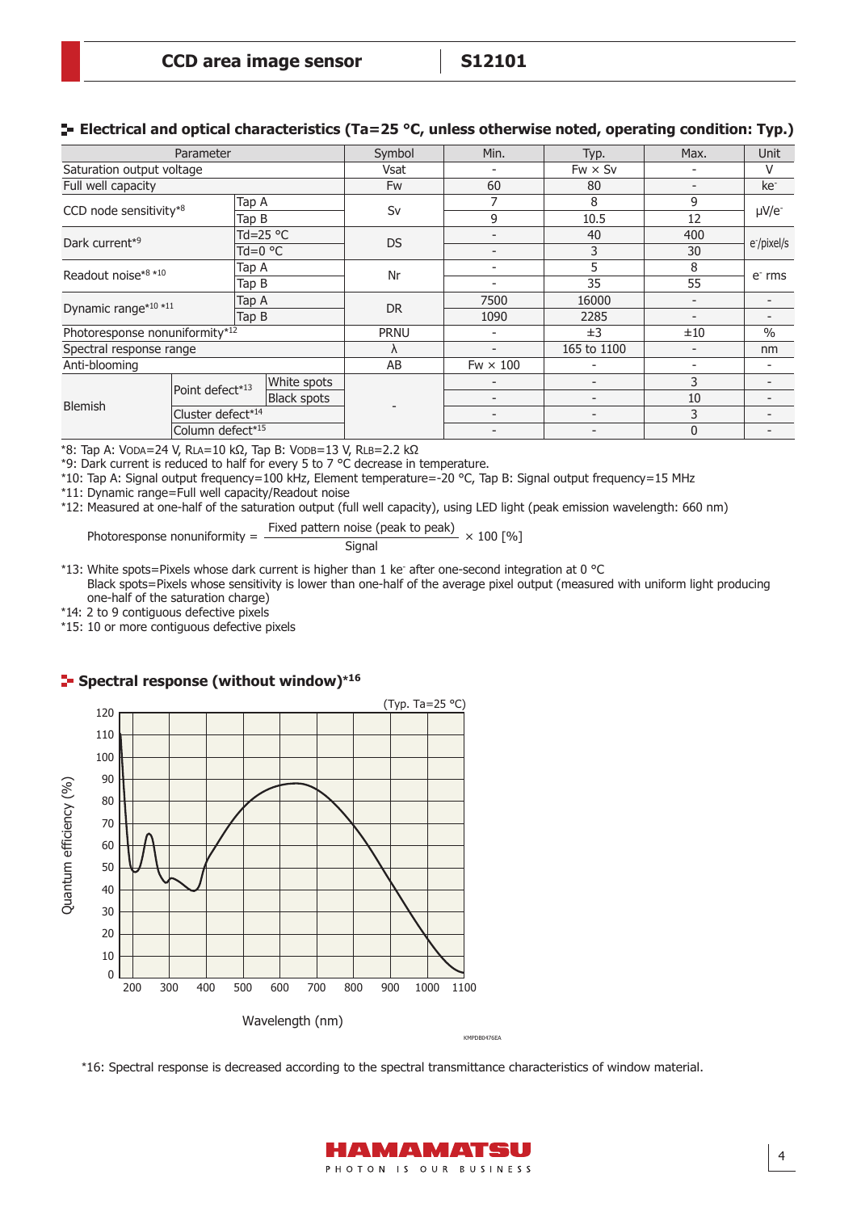## Electrical and optical characteristics (Ta=25 °C, unless otherwise noted, operating condition: Typ.)

| Parameter | | | Symbol | Min. | Typ. | Max. | Unit |
|---|---|---|---|---|---|---|---|
| Saturation output voltage | | | Vsat | - | Fw × Sv | - | V |
| Full well capacity | | | Fw | 60 | 80 | - | $ke^-$ |
| CCD node sensitivity*8 | Tap A | | Sv | 7 | 8 | 9 | $\mu V/e^-$ |
| | Tap B | | | 9 | 10.5 | 12 | |
| Dark current*9 | Td=25 °C | | DS | - | 40 | 400 | $e^-$/pixel/s |
| | Td=0 °C | | | - | 3 | 30 | |
| Readout noise*8 *10 | Tap A | | Nr | - | 5 | 8 | $e^-$ rms |
| | Tap B | | | - | 35 | 55 | |
| Dynamic range*10 *11 | Tap A | | DR | 7500 | 16000 | - | - |
| | Tap B | | | 1090 | 2285 | - | - |
| Photoresponse nonuniformity*12 | | | PRNU | - | ±3 | ±10 | % |
| Spectral response range | | | λ | - | 165 to 1100 | - | nm |
| Anti-blooming | | | AB | Fw × 100 | - | - | - |
| Blemish | Point defect*13 | White spots | - | - | - | 3 | - |
| | | Black spots | | - | - | 10 | - |
| | Cluster defect*14 | | | - | - | 3 | - |
| | Column defect*15 | | | - | - | 0 | - |

*8: Tap A: $V_{ODA}$=24 V, $R_{LA}$=10 kΩ, Tap B: $V_{ODB}$=13 V, $R_{LB}$=2.2 kΩ

*9: Dark current is reduced to half for every 5 to 7 °C decrease in temperature.

*10: Tap A: Signal output frequency=100 kHz, Element temperature=-20 °C, Tap B: Signal output frequency=15 MHz

*11: Dynamic range=Full well capacity/Readout noise

*12: Measured at one-half of the saturation output (full well capacity), using LED light (peak emission wavelength: 660 nm)

$$\text{Photoresponse nonuniformity} = \frac{\text{Fixed pattern noise (peak to peak)}}{\text{Signal}} \times 100\ [\%]$$

*13: White spots=Pixels whose dark current is higher than 1 $ke^-$ after one-second integration at 0 °C
Black spots=Pixels whose sensitivity is lower than one-half of the average pixel output (measured with uniform light producing one-half of the saturation charge)

*14: 2 to 9 contiguous defective pixels

*15: 10 or more contiguous defective pixels

## Spectral response (without window)*16

(Typ. Ta=25 °C)

Quantum efficiency (%) vs. Wavelength (nm)

KMPDB0476EA

*16: Spectral response is decreased according to the spectral transmittance characteristics of window material.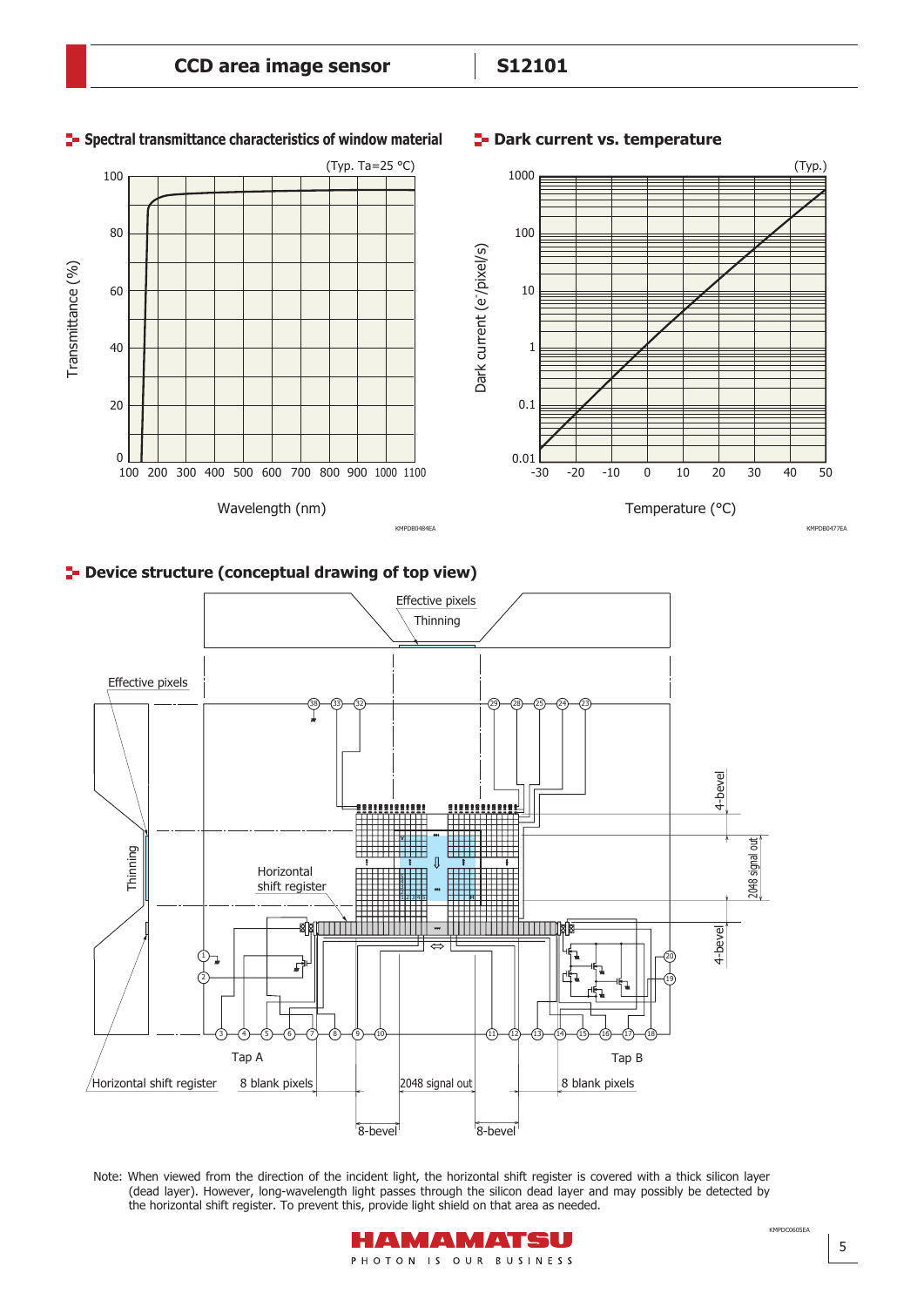## Spectral transmittance characteristics of window material

(Typ. Ta=25 °C)

Transmittance (%)

Wavelength (nm)

KMPDB0484EA

## Dark current vs. temperature

(Typ.)

Dark current ($e^-$/pixel/s)

Temperature (°C)

KMPDB0477EA

## Device structure (conceptual drawing of top view)

Effective pixels

Thinning

Horizontal shift register

Tap A

Tap B

8 blank pixels

2048 signal out

8-bevel

4-bevel

KMPDC0605EA

Note: When viewed from the direction of the incident light, the horizontal shift register is covered with a thick silicon layer (dead layer). However, long-wavelength light passes through the silicon dead layer and may possibly be detected by the horizontal shift register. To prevent this, provide light shield on that area as needed.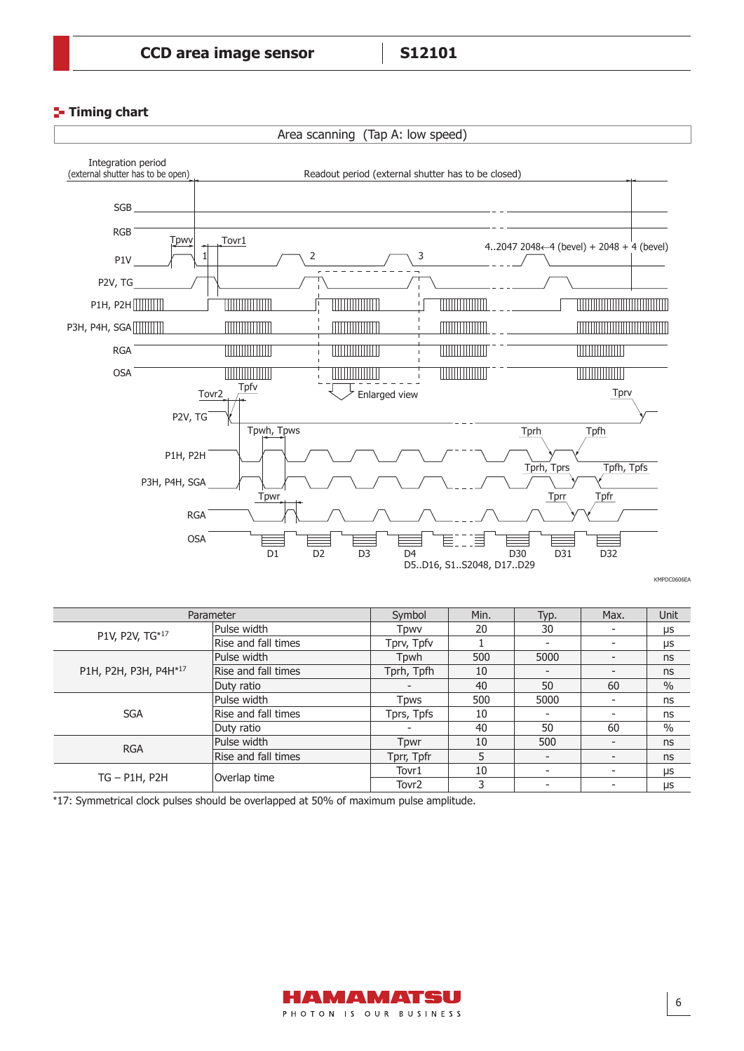## Timing chart

Area scanning (Tap A: low speed)

Integration period (external shutter has to be open)

Readout period (external shutter has to be closed)

SGB

RGB

P1V

P2V, TG

P1H, P2H

P3H, P4H, SGA

RGA

OSA

Tpwv Tovr1 1 2 3 4..2047 2048←4 (bevel) + 2048 + 4 (bevel)

Tovr2 Tpfv Enlarged view Tprv

P2V, TG

Tpwh, Tpws Tprh Tpfh

P1H, P2H

Tprh, Tprs Tpfh, Tpfs

P3H, P4H, SGA

Tpwr Tprr Tpfr

RGA

OSA

D1 D2 D3 D4 D30 D31 D32

D5..D16, S1..S2048, D17..D29

KMPDC0606EA

| Parameter | | Symbol | Min. | Typ. | Max. | Unit |
|---|---|---|---|---|---|---|
| P1V, P2V, TG*17 | Pulse width | Tpwv | 20 | 30 | - | μs |
| | Rise and fall times | Tprv, Tpfv | 1 | - | - | μs |
| P1H, P2H, P3H, P4H*17 | Pulse width | Tpwh | 500 | 5000 | - | ns |
| | Rise and fall times | Tprh, Tpfh | 10 | - | - | ns |
| | Duty ratio | - | 40 | 50 | 60 | % |
| SGA | Pulse width | Tpws | 500 | 5000 | - | ns |
| | Rise and fall times | Tprs, Tpfs | 10 | - | - | ns |
| | Duty ratio | - | 40 | 50 | 60 | % |
| RGA | Pulse width | Tpwr | 10 | 500 | - | ns |
| | Rise and fall times | Tprr, Tpfr | 5 | - | - | ns |
| TG − P1H, P2H | Overlap time | Tovr1 | 10 | - | - | μs |
| | | Tovr2 | 3 | - | - | μs |

*17: Symmetrical clock pulses should be overlapped at 50% of maximum pulse amplitude.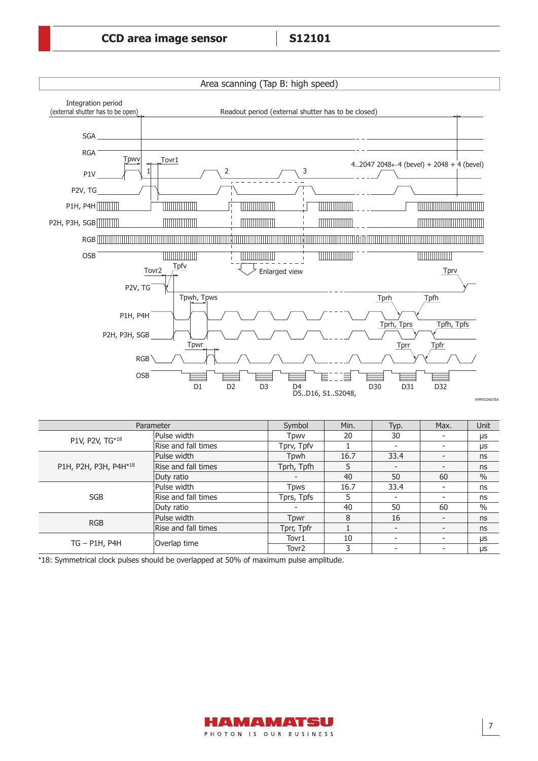## Area scanning (Tap B: high speed)

Integration period (external shutter has to be open)

Readout period (external shutter has to be closed)

SGA

RGA

P1V

P2V, TG

P1H, P4H

P2H, P3H, SGB

RGB

OSB

Tpwv

Tovr1

1 2 3

4..2047 2048←4 (bevel) + 2048 + 4 (bevel)

Enlarged view

Tovr2

Tpfv

Tprv

Tpwh, Tpws

Tprh

Tpfh

Tprh, Tprs

Tpfh, Tpfs

Tpwr

Tprr

Tpfr

D1 D2 D3 D4 D5..D16, S1..S2048, D30 D31 D32

KMPDC0607EA

| Parameter | | Symbol | Min. | Typ. | Max. | Unit |
|---|---|---|---|---|---|---|
| P1V, P2V, TG*18 | Pulse width | Tpwv | 20 | 30 | - | μs |
| | Rise and fall times | Tprv, Tpfv | 1 | - | - | μs |
| P1H, P2H, P3H, P4H*18 | Pulse width | Tpwh | 16.7 | 33.4 | - | ns |
| | Rise and fall times | Tprh, Tpfh | 5 | - | - | ns |
| | Duty ratio | - | 40 | 50 | 60 | % |
| SGB | Pulse width | Tpws | 16.7 | 33.4 | - | ns |
| | Rise and fall times | Tprs, Tpfs | 5 | - | - | ns |
| | Duty ratio | - | 40 | 50 | 60 | % |
| RGB | Pulse width | Tpwr | 8 | 16 | - | ns |
| | Rise and fall times | Tprr, Tpfr | 1 | - | - | ns |
| TG – P1H, P4H | Overlap time | Tovr1 | 10 | - | - | μs |
| | | Tovr2 | 3 | - | - | μs |

*18: Symmetrical clock pulses should be overlapped at 50% of maximum pulse amplitude.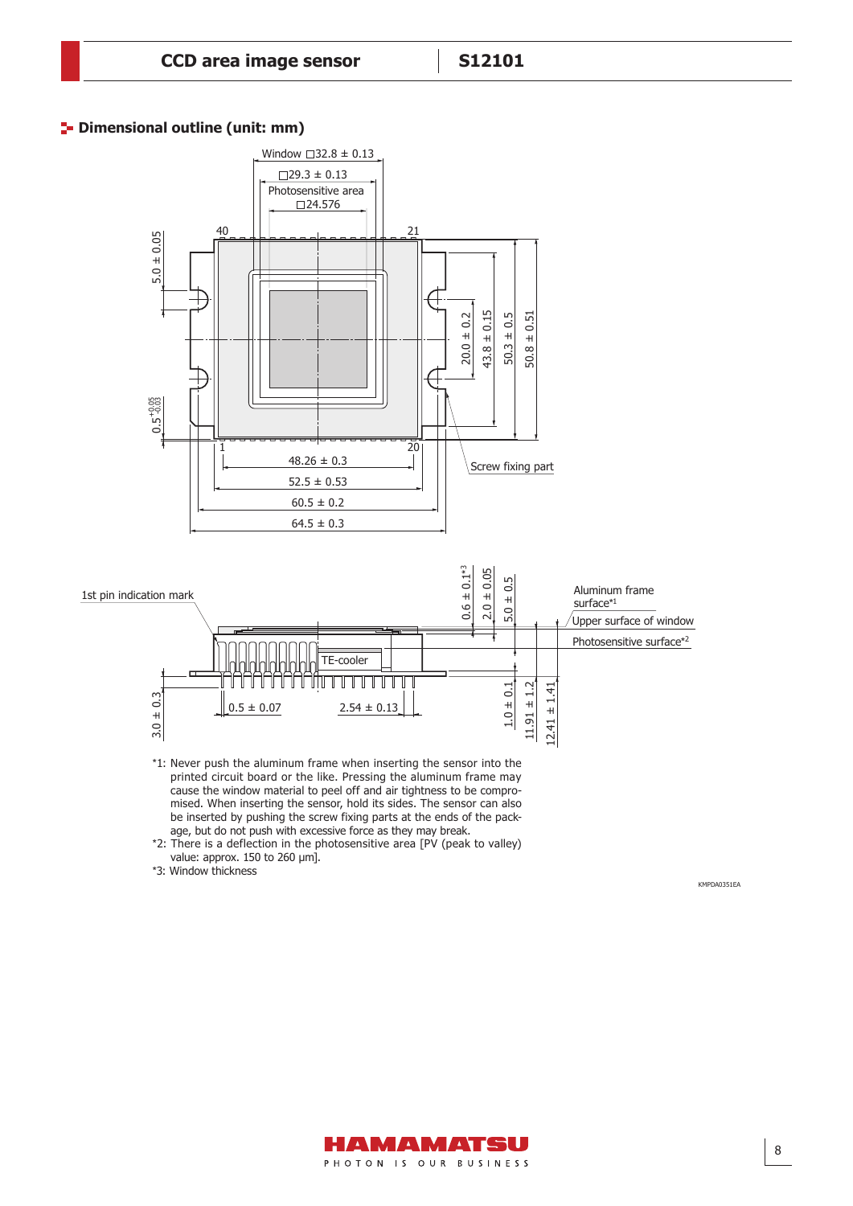## Dimensional outline (unit: mm)

Window □32.8 ± 0.13

□29.3 ± 0.13

Photosensitive area □24.576

40 21

1 20

5.0 ± 0.05

$0.5^{+0.05}_{-0.03}$

20.0 ± 0.2

43.8 ± 0.15

50.3 ± 0.5

50.8 ± 0.51

48.26 ± 0.3

52.5 ± 0.53

60.5 ± 0.2

64.5 ± 0.3

Screw fixing part

1st pin indication mark

0.6 ± 0.1*3

2.0 ± 0.05

5.0 ± 0.5

Aluminum frame surface*1

Upper surface of window

Photosensitive surface*2

TE-cooler

3.0 ± 0.3

0.5 ± 0.07

2.54 ± 0.13

1.0 ± 0.1

11.91 ± 1.2

12.41 ± 1.41

*1: Never push the aluminum frame when inserting the sensor into the printed circuit board or the like. Pressing the aluminum frame may cause the window material to peel off and air tightness to be compromised. When inserting the sensor, hold its sides. The sensor can also be inserted by pushing the screw fixing parts at the ends of the package, but do not push with excessive force as they may break.

*2: There is a deflection in the photosensitive area [PV (peak to valley) value: approx. 150 to 260 μm].

*3: Window thickness

KMPDA0351EA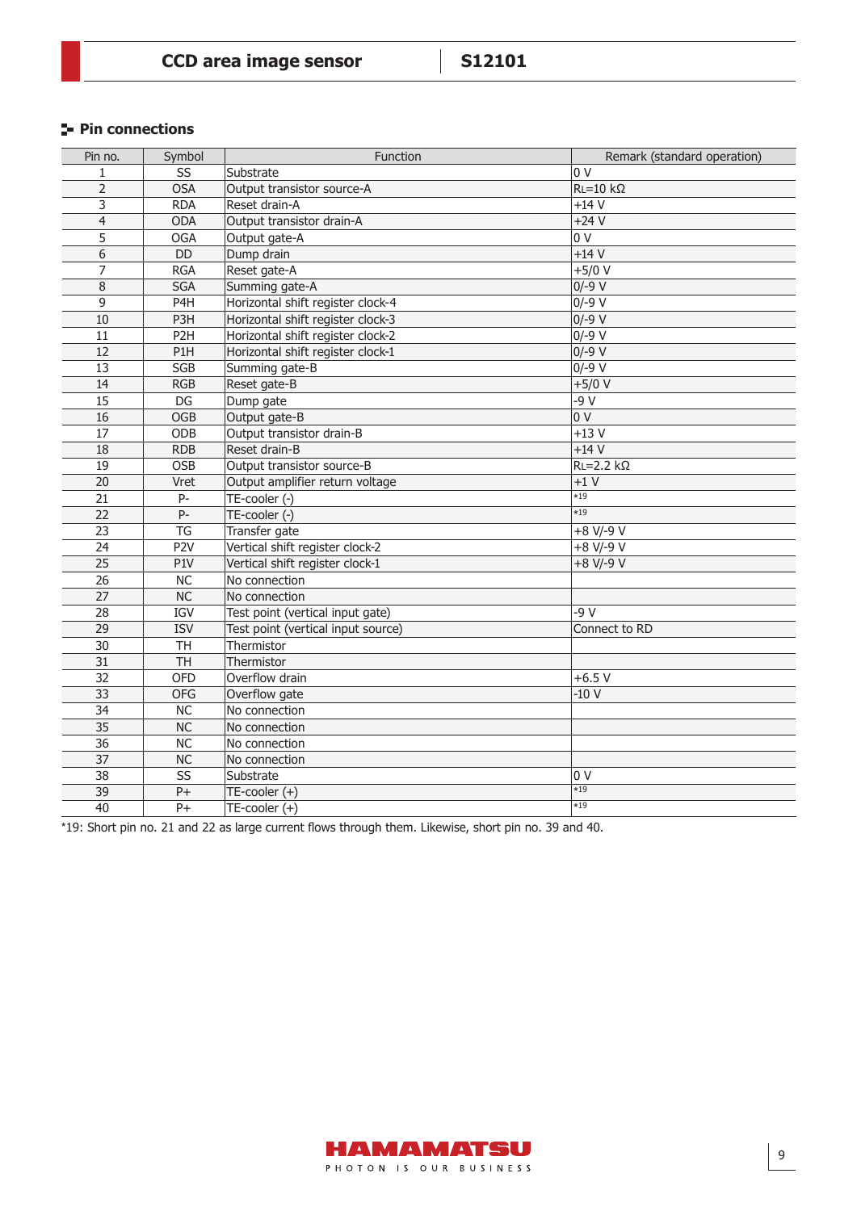## Pin connections

| Pin no. | Symbol | Function | Remark (standard operation) |
|---|---|---|---|
| 1 | SS | Substrate | 0 V |
| 2 | OSA | Output transistor source-A | $R_L$=10 kΩ |
| 3 | RDA | Reset drain-A | +14 V |
| 4 | ODA | Output transistor drain-A | +24 V |
| 5 | OGA | Output gate-A | 0 V |
| 6 | DD | Dump drain | +14 V |
| 7 | RGA | Reset gate-A | +5/0 V |
| 8 | SGA | Summing gate-A | 0/-9 V |
| 9 | P4H | Horizontal shift register clock-4 | 0/-9 V |
| 10 | P3H | Horizontal shift register clock-3 | 0/-9 V |
| 11 | P2H | Horizontal shift register clock-2 | 0/-9 V |
| 12 | P1H | Horizontal shift register clock-1 | 0/-9 V |
| 13 | SGB | Summing gate-B | 0/-9 V |
| 14 | RGB | Reset gate-B | +5/0 V |
| 15 | DG | Dump gate | -9 V |
| 16 | OGB | Output gate-B | 0 V |
| 17 | ODB | Output transistor drain-B | +13 V |
| 18 | RDB | Reset drain-B | +14 V |
| 19 | OSB | Output transistor source-B | $R_L$=2.2 kΩ |
| 20 | Vret | Output amplifier return voltage | +1 V |
| 21 | P- | TE-cooler (-) | *19 |
| 22 | P- | TE-cooler (-) | *19 |
| 23 | TG | Transfer gate | +8 V/-9 V |
| 24 | P2V | Vertical shift register clock-2 | +8 V/-9 V |
| 25 | P1V | Vertical shift register clock-1 | +8 V/-9 V |
| 26 | NC | No connection | |
| 27 | NC | No connection | |
| 28 | IGV | Test point (vertical input gate) | -9 V |
| 29 | ISV | Test point (vertical input source) | Connect to RD |
| 30 | TH | Thermistor | |
| 31 | TH | Thermistor | |
| 32 | OFD | Overflow drain | +6.5 V |
| 33 | OFG | Overflow gate | -10 V |
| 34 | NC | No connection | |
| 35 | NC | No connection | |
| 36 | NC | No connection | |
| 37 | NC | No connection | |
| 38 | SS | Substrate | 0 V |
| 39 | P+ | TE-cooler (+) | *19 |
| 40 | P+ | TE-cooler (+) | *19 |

*19: Short pin no. 21 and 22 as large current flows through them. Likewise, short pin no. 39 and 40.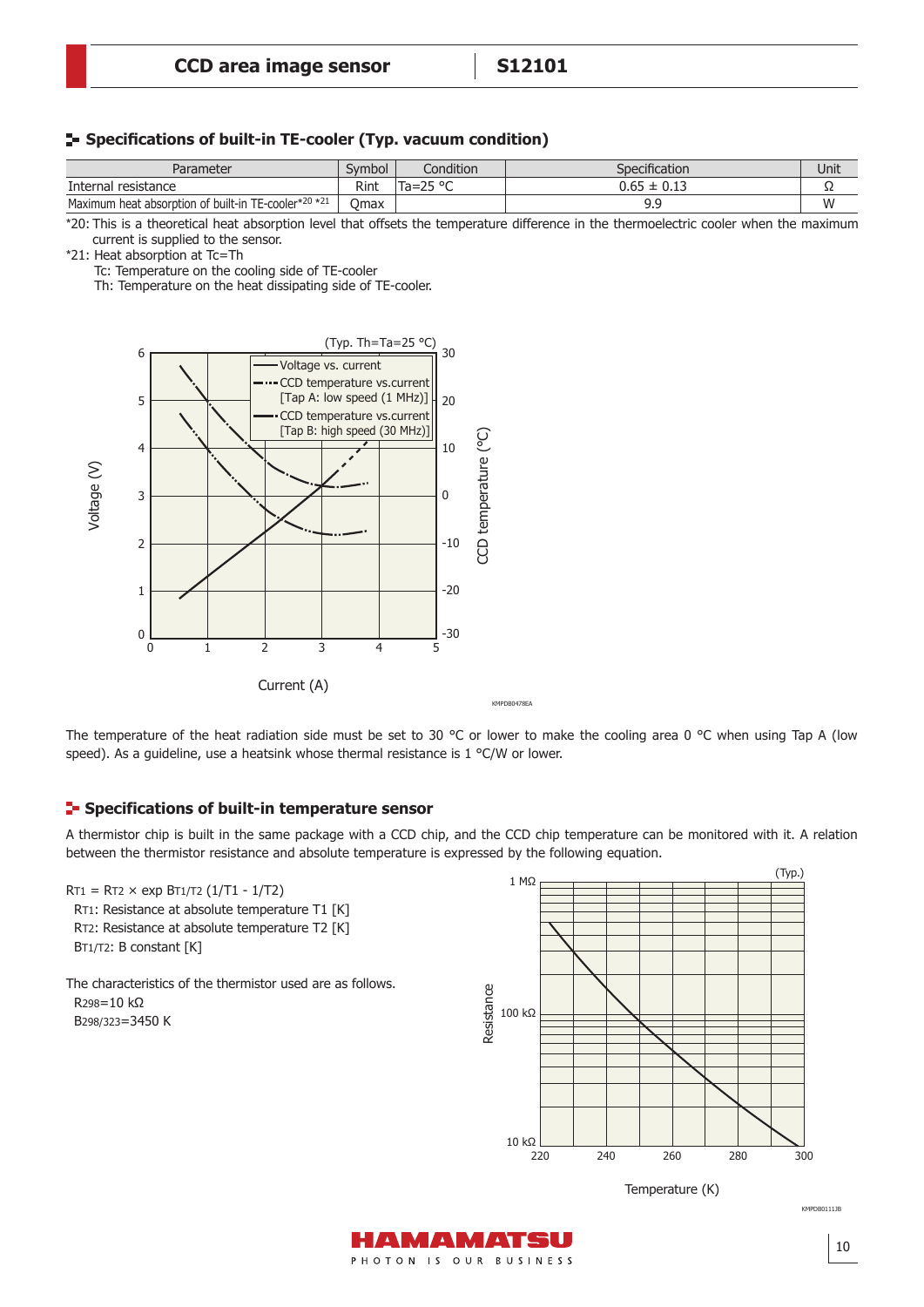## Specifications of built-in TE-cooler (Typ. vacuum condition)

| Parameter | Symbol | Condition | Specification | Unit |
|---|---|---|---|---|
| Internal resistance | Rint | Ta=25 °C | 0.65 ± 0.13 | Ω |
| Maximum heat absorption of built-in TE-cooler*20 *21 | Qmax | | 9.9 | W |

*20: This is a theoretical heat absorption level that offsets the temperature difference in the thermoelectric cooler when the maximum current is supplied to the sensor.

*21: Heat absorption at Tc=Th

Tc: Temperature on the cooling side of TE-cooler

Th: Temperature on the heat dissipating side of TE-cooler.

KMPDB0478EA

The temperature of the heat radiation side must be set to 30 °C or lower to make the cooling area 0 °C when using Tap A (low speed). As a guideline, use a heatsink whose thermal resistance is 1 °C/W or lower.

## Specifications of built-in temperature sensor

A thermistor chip is built in the same package with a CCD chip, and the CCD chip temperature can be monitored with it. A relation between the thermistor resistance and absolute temperature is expressed by the following equation.

$R_{T1} = R_{T2} \times \exp B_{T1/T2} (1/T1 - 1/T2)$

$R_{T1}$: Resistance at absolute temperature T1 [K]

$R_{T2}$: Resistance at absolute temperature T2 [K]

$B_{T1/T2}$: B constant [K]

The characteristics of the thermistor used are as follows.

$R_{298}$=10 kΩ

$B_{298/323}$=3450 K

KMPDB0111JB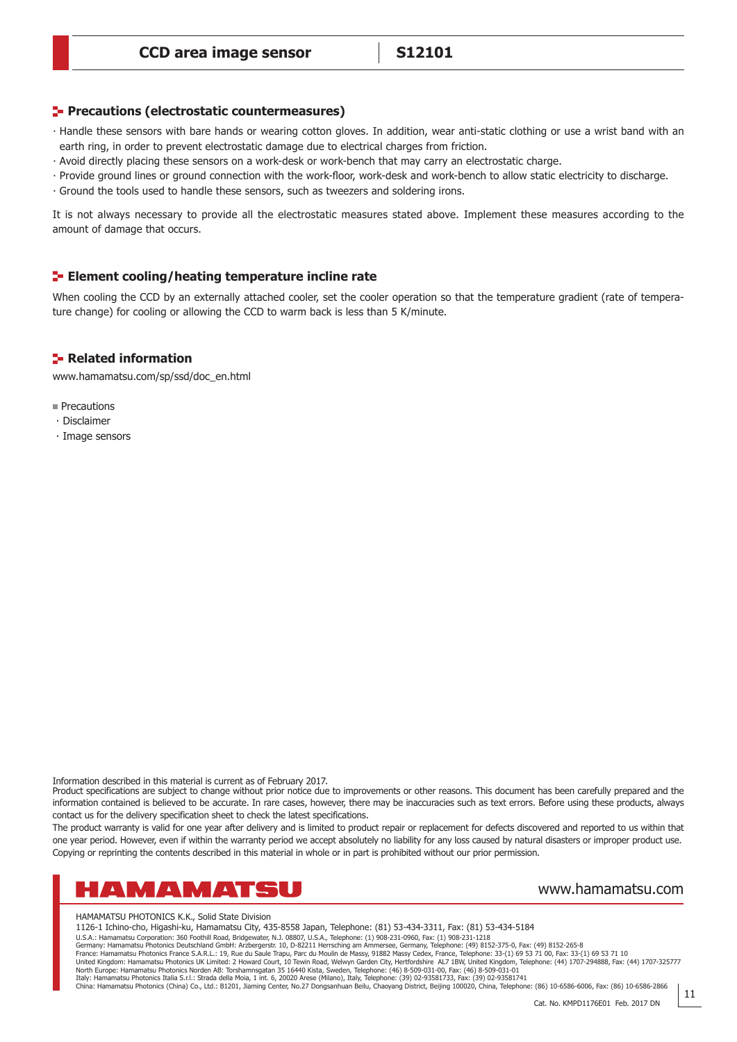## Precautions (electrostatic countermeasures)

· Handle these sensors with bare hands or wearing cotton gloves. In addition, wear anti-static clothing or use a wrist band with an earth ring, in order to prevent electrostatic damage due to electrical charges from friction.
· Avoid directly placing these sensors on a work-desk or work-bench that may carry an electrostatic charge.
· Provide ground lines or ground connection with the work-floor, work-desk and work-bench to allow static electricity to discharge.
· Ground the tools used to handle these sensors, such as tweezers and soldering irons.

It is not always necessary to provide all the electrostatic measures stated above. Implement these measures according to the amount of damage that occurs.

## Element cooling/heating temperature incline rate

When cooling the CCD by an externally attached cooler, set the cooler operation so that the temperature gradient (rate of temperature change) for cooling or allowing the CCD to warm back is less than 5 K/minute.

## Related information

www.hamamatsu.com/sp/ssd/doc_en.html

■ Precautions
· Disclaimer
· Image sensors

Information described in this material is current as of February 2017.
Product specifications are subject to change without prior notice due to improvements or other reasons. This document has been carefully prepared and the information contained is believed to be accurate. In rare cases, however, there may be inaccuracies such as text errors. Before using these products, always contact us for the delivery specification sheet to check the latest specifications.
The product warranty is valid for one year after delivery and is limited to product repair or replacement for defects discovered and reported to us within that one year period. However, even if within the warranty period we accept absolutely no liability for any loss caused by natural disasters or improper product use.
Copying or reprinting the contents described in this material in whole or in part is prohibited without our prior permission.

HAMAMATSU

www.hamamatsu.com

HAMAMATSU PHOTONICS K.K., Solid State Division
1126-1 Ichino-cho, Higashi-ku, Hamamatsu City, 435-8558 Japan, Telephone: (81) 53-434-3311, Fax: (81) 53-434-5184
U.S.A.: Hamamatsu Corporation: 360 Foothill Road, Bridgewater, N.J. 08807, U.S.A., Telephone: (1) 908-231-0960, Fax: (1) 908-231-1218
Germany: Hamamatsu Photonics Deutschland GmbH: Arzbergerstr. 10, D-82211 Herrsching am Ammersee, Germany, Telephone: (49) 8152-375-0, Fax: (49) 8152-265-8
France: Hamamatsu Photonics France S.A.R.L.: 19, Rue du Saule Trapu, Parc du Moulin de Massy, 91882 Massy Cedex, France, Telephone: 33-(1) 69 53 71 00, Fax: 33-(1) 69 53 71 10
United Kingdom: Hamamatsu Photonics UK Limited: 2 Howard Court, 10 Tewin Road, Welwyn Garden City, Hertfordshire AL7 1BW, United Kingdom, Telephone: (44) 1707-294888, Fax: (44) 1707-325777
North Europe: Hamamatsu Photonics Norden AB: Torshamnsgatan 35 16440 Kista, Sweden, Telephone: (46) 8-509-031-00, Fax: (46) 8-509-031-01
Italy: Hamamatsu Photonics Italia S.r.l.: Strada della Moia, 1 int. 6, 20020 Arese (Milano), Italy, Telephone: (39) 02-93581733, Fax: (39) 02-93581741
China: Hamamatsu Photonics (China) Co., Ltd.: B1201, Jiaming Center, No.27 Dongsanhuan Beilu, Chaoyang District, Beijing 100020, China, Telephone: (86) 10-6586-6006, Fax: (86) 10-6586-2866

Cat. No. KMPD1176E01 Feb. 2017 DN